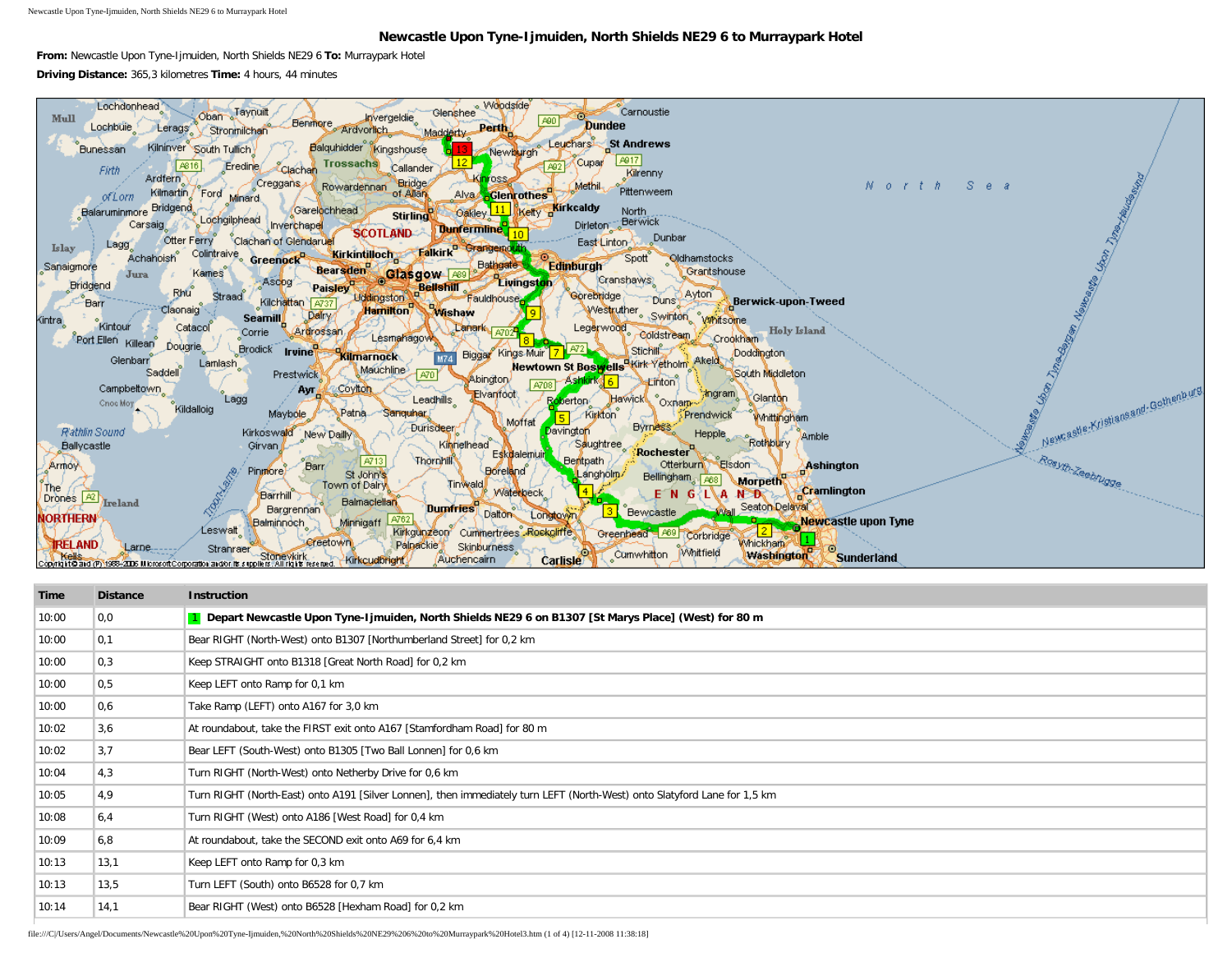# Newcastle Upon Tyne-Ijmuiden, North Shields NE29 6 to Murraypark Hotel

**From:** Newcastle Upon Tyne-Ijmuiden, North Shields NE29 6 **To:** Murraypark Hotel

**Driving Distance:** 365,3 kilometres **Time:** 4 hours, 44 minutes

| Time | Distance | Instruction |
|---|---|---|
| 10:00 | 0,0 | **1 Depart Newcastle Upon Tyne-Ijmuiden, North Shields NE29 6 on B1307 [St Marys Place] (West) for 80 m** |
| 10:00 | 0,1 | Bear RIGHT (North-West) onto B1307 [Northumberland Street] for 0,2 km |
| 10:00 | 0,3 | Keep STRAIGHT onto B1318 [Great North Road] for 0,2 km |
| 10:00 | 0,5 | Keep LEFT onto Ramp for 0,1 km |
| 10:00 | 0,6 | Take Ramp (LEFT) onto A167 for 3,0 km |
| 10:02 | 3,6 | At roundabout, take the FIRST exit onto A167 [Stamfordham Road] for 80 m |
| 10:02 | 3,7 | Bear LEFT (South-West) onto B1305 [Two Ball Lonnen] for 0,6 km |
| 10:04 | 4,3 | Turn RIGHT (North-West) onto Netherby Drive for 0,6 km |
| 10:05 | 4,9 | Turn RIGHT (North-East) onto A191 [Silver Lonnen], then immediately turn LEFT (North-West) onto Slatyford Lane for 1,5 km |
| 10:08 | 6,4 | Turn RIGHT (West) onto A186 [West Road] for 0,4 km |
| 10:09 | 6,8 | At roundabout, take the SECOND exit onto A69 for 6,4 km |
| 10:13 | 13,1 | Keep LEFT onto Ramp for 0,3 km |
| 10:13 | 13,5 | Turn LEFT (South) onto B6528 for 0,7 km |
| 10:14 | 14,1 | Bear RIGHT (West) onto B6528 [Hexham Road] for 0,2 km |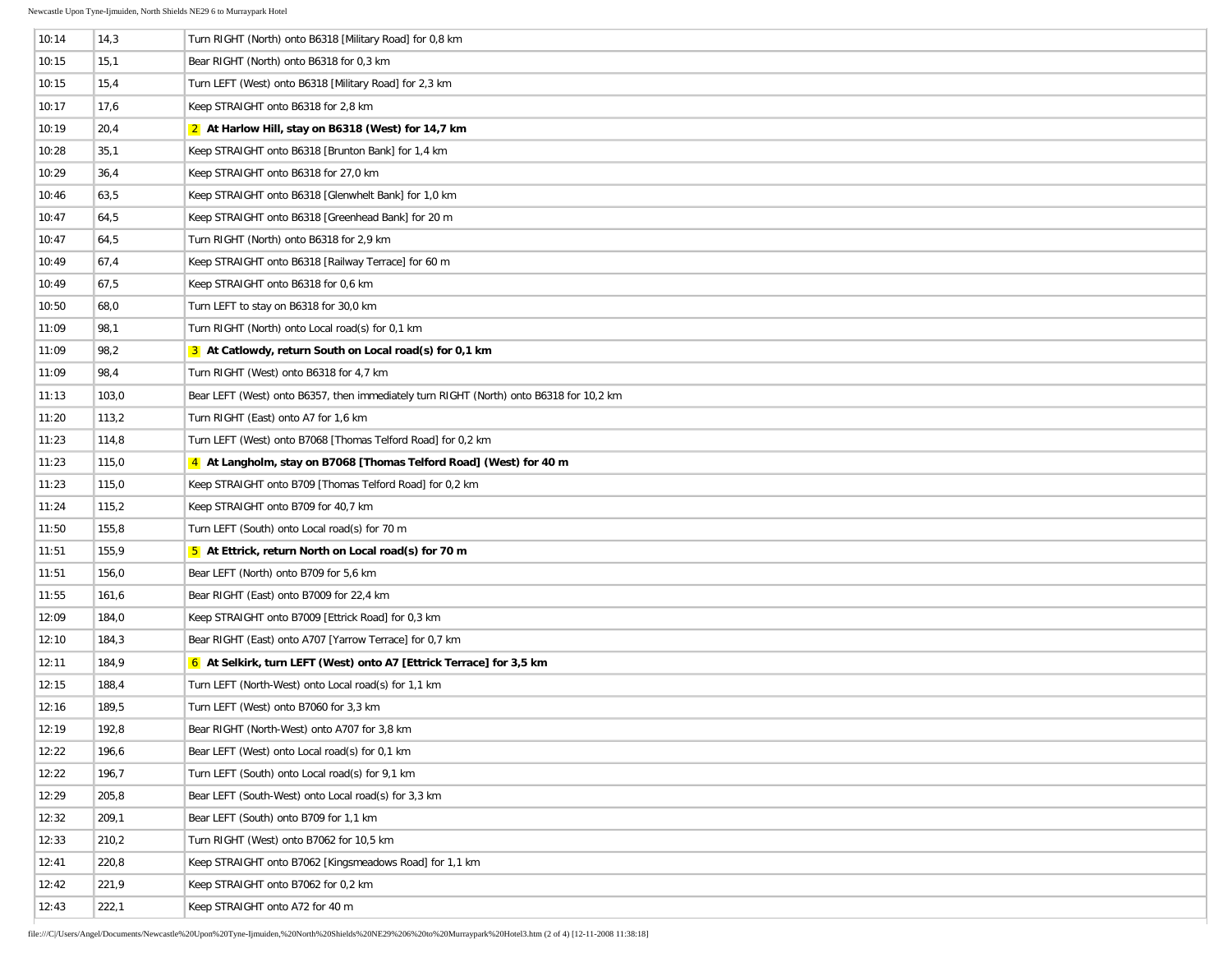| | | |
|---|---|---|
| 10:14 | 14,3 | Turn RIGHT (North) onto B6318 [Military Road] for 0,8 km |
| 10:15 | 15,1 | Bear RIGHT (North) onto B6318 for 0,3 km |
| 10:15 | 15,4 | Turn LEFT (West) onto B6318 [Military Road] for 2,3 km |
| 10:17 | 17,6 | Keep STRAIGHT onto B6318 for 2,8 km |
| 10:19 | 20,4 | **2 At Harlow Hill, stay on B6318 (West) for 14,7 km** |
| 10:28 | 35,1 | Keep STRAIGHT onto B6318 [Brunton Bank] for 1,4 km |
| 10:29 | 36,4 | Keep STRAIGHT onto B6318 for 27,0 km |
| 10:46 | 63,5 | Keep STRAIGHT onto B6318 [Glenwhelt Bank] for 1,0 km |
| 10:47 | 64,5 | Keep STRAIGHT onto B6318 [Greenhead Bank] for 20 m |
| 10:47 | 64,5 | Turn RIGHT (North) onto B6318 for 2,9 km |
| 10:49 | 67,4 | Keep STRAIGHT onto B6318 [Railway Terrace] for 60 m |
| 10:49 | 67,5 | Keep STRAIGHT onto B6318 for 0,6 km |
| 10:50 | 68,0 | Turn LEFT to stay on B6318 for 30,0 km |
| 11:09 | 98,1 | Turn RIGHT (North) onto Local road(s) for 0,1 km |
| 11:09 | 98,2 | **3 At Catlowdy, return South on Local road(s) for 0,1 km** |
| 11:09 | 98,4 | Turn RIGHT (West) onto B6318 for 4,7 km |
| 11:13 | 103,0 | Bear LEFT (West) onto B6357, then immediately turn RIGHT (North) onto B6318 for 10,2 km |
| 11:20 | 113,2 | Turn RIGHT (East) onto A7 for 1,6 km |
| 11:23 | 114,8 | Turn LEFT (West) onto B7068 [Thomas Telford Road] for 0,2 km |
| 11:23 | 115,0 | **4 At Langholm, stay on B7068 [Thomas Telford Road] (West) for 40 m** |
| 11:23 | 115,0 | Keep STRAIGHT onto B709 [Thomas Telford Road] for 0,2 km |
| 11:24 | 115,2 | Keep STRAIGHT onto B709 for 40,7 km |
| 11:50 | 155,8 | Turn LEFT (South) onto Local road(s) for 70 m |
| 11:51 | 155,9 | **5 At Ettrick, return North on Local road(s) for 70 m** |
| 11:51 | 156,0 | Bear LEFT (North) onto B709 for 5,6 km |
| 11:55 | 161,6 | Bear RIGHT (East) onto B7009 for 22,4 km |
| 12:09 | 184,0 | Keep STRAIGHT onto B7009 [Ettrick Road] for 0,3 km |
| 12:10 | 184,3 | Bear RIGHT (East) onto A707 [Yarrow Terrace] for 0,7 km |
| 12:11 | 184,9 | **6 At Selkirk, turn LEFT (West) onto A7 [Ettrick Terrace] for 3,5 km** |
| 12:15 | 188,4 | Turn LEFT (North-West) onto Local road(s) for 1,1 km |
| 12:16 | 189,5 | Turn LEFT (West) onto B7060 for 3,3 km |
| 12:19 | 192,8 | Bear RIGHT (North-West) onto A707 for 3,8 km |
| 12:22 | 196,6 | Bear LEFT (West) onto Local road(s) for 0,1 km |
| 12:22 | 196,7 | Turn LEFT (South) onto Local road(s) for 9,1 km |
| 12:29 | 205,8 | Bear LEFT (South-West) onto Local road(s) for 3,3 km |
| 12:32 | 209,1 | Bear LEFT (South) onto B709 for 1,1 km |
| 12:33 | 210,2 | Turn RIGHT (West) onto B7062 for 10,5 km |
| 12:41 | 220,8 | Keep STRAIGHT onto B7062 [Kingsmeadows Road] for 1,1 km |
| 12:42 | 221,9 | Keep STRAIGHT onto B7062 for 0,2 km |
| 12:43 | 222,1 | Keep STRAIGHT onto A72 for 40 m |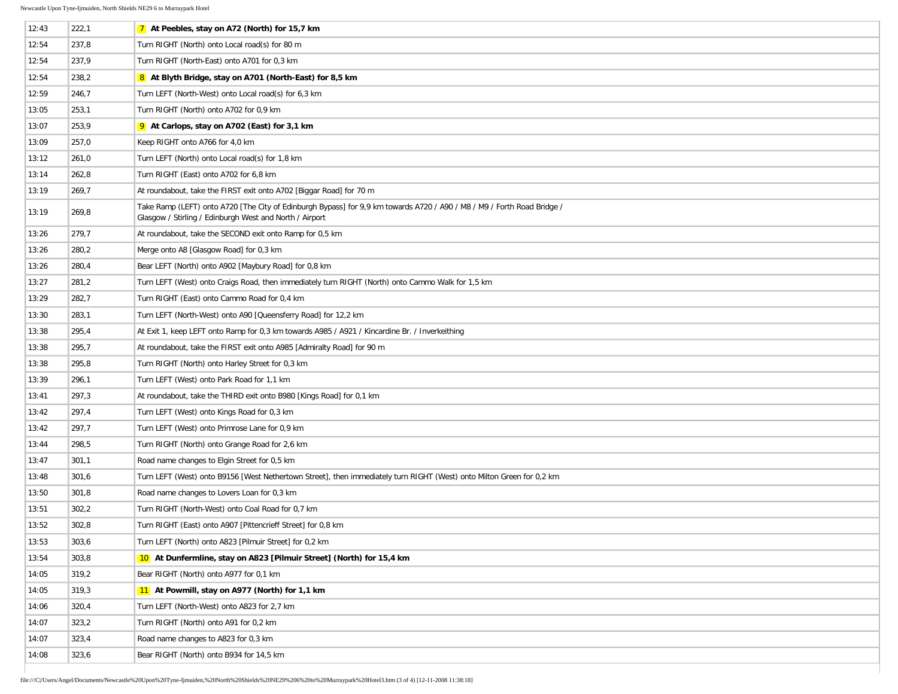| | | |
|---|---|---|
| 12:43 | 222,1 | **7 At Peebles, stay on A72 (North) for 15,7 km** |
| 12:54 | 237,8 | Turn RIGHT (North) onto Local road(s) for 80 m |
| 12:54 | 237,9 | Turn RIGHT (North-East) onto A701 for 0,3 km |
| 12:54 | 238,2 | **8 At Blyth Bridge, stay on A701 (North-East) for 8,5 km** |
| 12:59 | 246,7 | Turn LEFT (North-West) onto Local road(s) for 6,3 km |
| 13:05 | 253,1 | Turn RIGHT (North) onto A702 for 0,9 km |
| 13:07 | 253,9 | **9 At Carlops, stay on A702 (East) for 3,1 km** |
| 13:09 | 257,0 | Keep RIGHT onto A766 for 4,0 km |
| 13:12 | 261,0 | Turn LEFT (North) onto Local road(s) for 1,8 km |
| 13:14 | 262,8 | Turn RIGHT (East) onto A702 for 6,8 km |
| 13:19 | 269,7 | At roundabout, take the FIRST exit onto A702 [Biggar Road] for 70 m |
| 13:19 | 269,8 | Take Ramp (LEFT) onto A720 [The City of Edinburgh Bypass] for 9,9 km towards A720 / A90 / M8 / M9 / Forth Road Bridge / Glasgow / Stirling / Edinburgh West and North / Airport |
| 13:26 | 279,7 | At roundabout, take the SECOND exit onto Ramp for 0,5 km |
| 13:26 | 280,2 | Merge onto A8 [Glasgow Road] for 0,3 km |
| 13:26 | 280,4 | Bear LEFT (North) onto A902 [Maybury Road] for 0,8 km |
| 13:27 | 281,2 | Turn LEFT (West) onto Craigs Road, then immediately turn RIGHT (North) onto Cammo Walk for 1,5 km |
| 13:29 | 282,7 | Turn RIGHT (East) onto Cammo Road for 0,4 km |
| 13:30 | 283,1 | Turn LEFT (North-West) onto A90 [Queensferry Road] for 12,2 km |
| 13:38 | 295,4 | At Exit 1, keep LEFT onto Ramp for 0,3 km towards A985 / A921 / Kincardine Br. / Inverkeithing |
| 13:38 | 295,7 | At roundabout, take the FIRST exit onto A985 [Admiralty Road] for 90 m |
| 13:38 | 295,8 | Turn RIGHT (North) onto Harley Street for 0,3 km |
| 13:39 | 296,1 | Turn LEFT (West) onto Park Road for 1,1 km |
| 13:41 | 297,3 | At roundabout, take the THIRD exit onto B980 [Kings Road] for 0,1 km |
| 13:42 | 297,4 | Turn LEFT (West) onto Kings Road for 0,3 km |
| 13:42 | 297,7 | Turn LEFT (West) onto Primrose Lane for 0,9 km |
| 13:44 | 298,5 | Turn RIGHT (North) onto Grange Road for 2,6 km |
| 13:47 | 301,1 | Road name changes to Elgin Street for 0,5 km |
| 13:48 | 301,6 | Turn LEFT (West) onto B9156 [West Nethertown Street], then immediately turn RIGHT (West) onto Milton Green for 0,2 km |
| 13:50 | 301,8 | Road name changes to Lovers Loan for 0,3 km |
| 13:51 | 302,2 | Turn RIGHT (North-West) onto Coal Road for 0,7 km |
| 13:52 | 302,8 | Turn RIGHT (East) onto A907 [Pittencrieff Street] for 0,8 km |
| 13:53 | 303,6 | Turn LEFT (North) onto A823 [Pilmuir Street] for 0,2 km |
| 13:54 | 303,8 | **10 At Dunfermline, stay on A823 [Pilmuir Street] (North) for 15,4 km** |
| 14:05 | 319,2 | Bear RIGHT (North) onto A977 for 0,1 km |
| 14:05 | 319,3 | **11 At Powmill, stay on A977 (North) for 1,1 km** |
| 14:06 | 320,4 | Turn LEFT (North-West) onto A823 for 2,7 km |
| 14:07 | 323,2 | Turn RIGHT (North) onto A91 for 0,2 km |
| 14:07 | 323,4 | Road name changes to A823 for 0,3 km |
| 14:08 | 323,6 | Bear RIGHT (North) onto B934 for 14,5 km |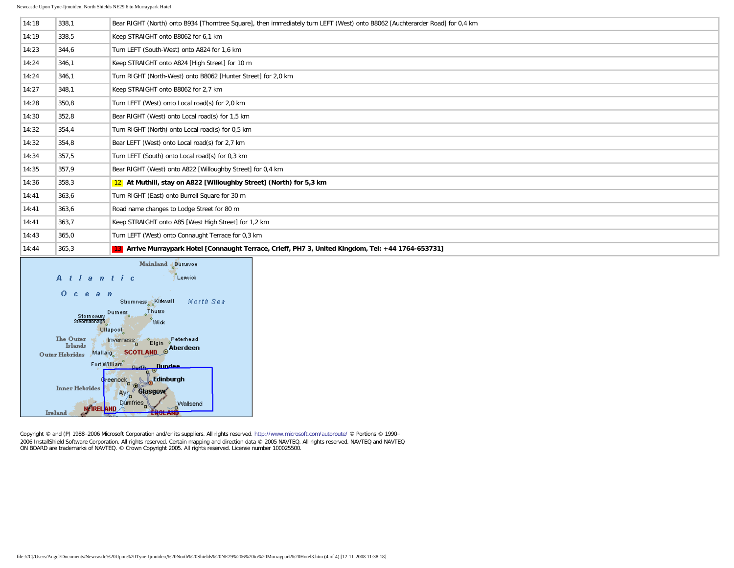| | | |
|---|---|---|
| 14:18 | 338,1 | Bear RIGHT (North) onto B934 [Thorntree Square], then immediately turn LEFT (West) onto B8062 [Auchterarder Road] for 0,4 km |
| 14:19 | 338,5 | Keep STRAIGHT onto B8062 for 6,1 km |
| 14:23 | 344,6 | Turn LEFT (South-West) onto A824 for 1,6 km |
| 14:24 | 346,1 | Keep STRAIGHT onto A824 [High Street] for 10 m |
| 14:24 | 346,1 | Turn RIGHT (North-West) onto B8062 [Hunter Street] for 2,0 km |
| 14:27 | 348,1 | Keep STRAIGHT onto B8062 for 2,7 km |
| 14:28 | 350,8 | Turn LEFT (West) onto Local road(s) for 2,0 km |
| 14:30 | 352,8 | Bear RIGHT (West) onto Local road(s) for 1,5 km |
| 14:32 | 354,4 | Turn RIGHT (North) onto Local road(s) for 0,5 km |
| 14:32 | 354,8 | Bear LEFT (West) onto Local road(s) for 2,7 km |
| 14:34 | 357,5 | Turn LEFT (South) onto Local road(s) for 0,3 km |
| 14:35 | 357,9 | Bear RIGHT (West) onto A822 [Willoughby Street] for 0,4 km |
| 14:36 | 358,3 | 12 **At Muthill, stay on A822 [Willoughby Street] (North) for 5,3 km** |
| 14:41 | 363,6 | Turn RIGHT (East) onto Burrell Square for 30 m |
| 14:41 | 363,6 | Road name changes to Lodge Street for 80 m |
| 14:41 | 363,7 | Keep STRAIGHT onto A85 [West High Street] for 1,2 km |
| 14:43 | 365,0 | Turn LEFT (West) onto Connaught Terrace for 0,3 km |
| 14:44 | 365,3 | 13 **Arrive Murraypark Hotel [Connaught Terrace, Crieff, PH7 3, United Kingdom, Tel: +44 1764-653731]** |

Mainland
Burravoe
Lerwick
Atlantic Ocean
Stromness
Kirkwall
North Sea
Thurso
Durness
Stornoway
Steornabhagh
Wick
Ullapool
The Outer Islands
Outer Hebrides
Inverness
Elgin
Peterhead
Aberdeen
Mallaig
SCOTLAND
Fort William
Perth
Dundee
Greenock
Edinburgh
Inner Hebrides
Ayr
Glasgow
Dumfries
Wallsend
N IRELAND
Ireland
ENGLAND

Copyright © and (P) 1988–2006 Microsoft Corporation and/or its suppliers. All rights reserved. http://www.microsoft.com/autoroute/ © Portions © 1990–2006 InstallShield Software Corporation. All rights reserved. Certain mapping and direction data © 2005 NAVTEQ. All rights reserved. NAVTEQ and NAVTEQ ON BOARD are trademarks of NAVTEQ. © Crown Copyright 2005. All rights reserved. License number 100025500.